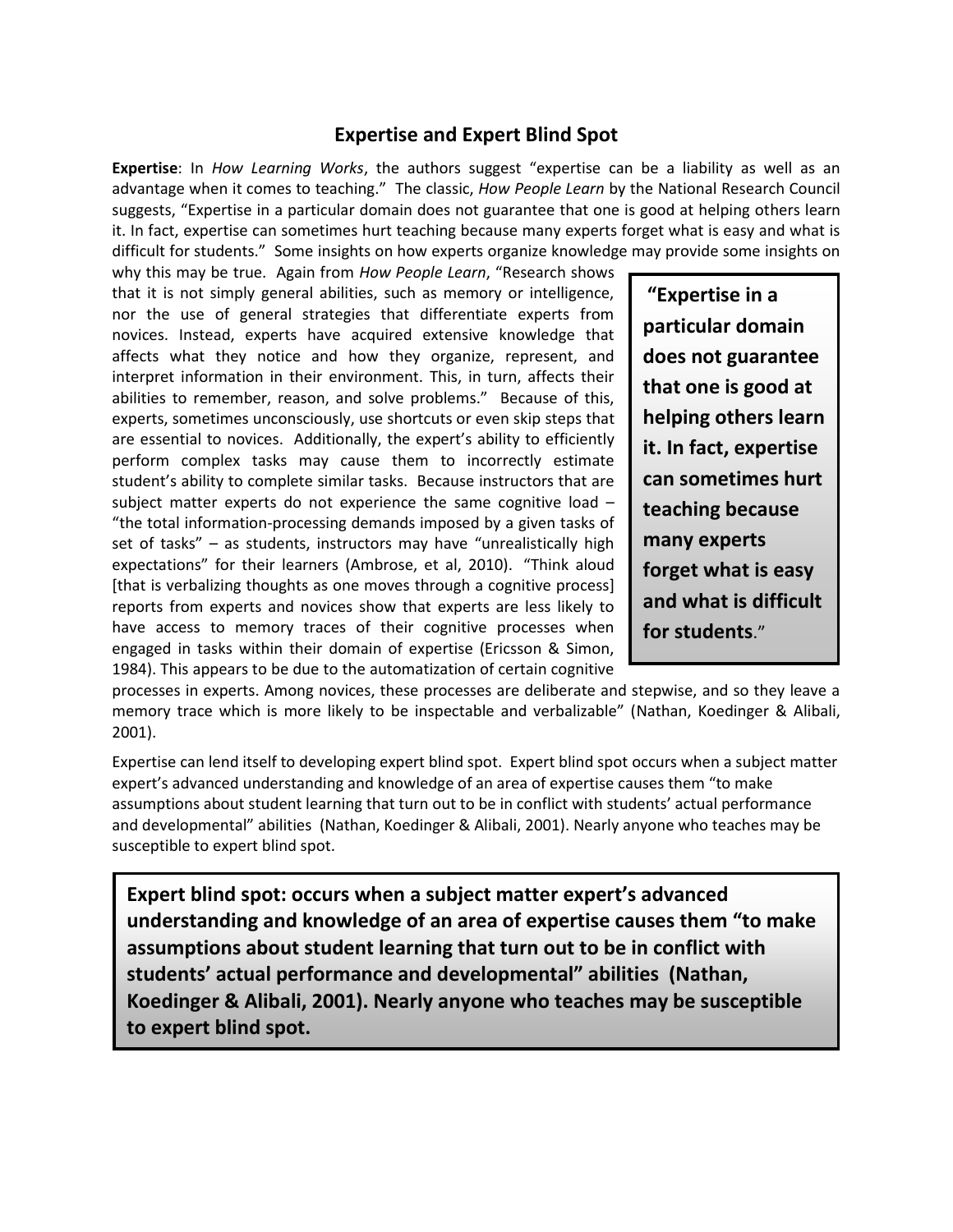## Expertise and Expert Blind Spot

**Expertise**: In *How Learning Works*, the authors suggest "expertise can be a liability as well as an advantage when it comes to teaching." The classic, *How People Learn* by the National Research Council suggests, "Expertise in a particular domain does not guarantee that one is good at helping others learn it. In fact, expertise can sometimes hurt teaching because many experts forget what is easy and what is difficult for students." Some insights on how experts organize knowledge may provide some insights on why this may be true. Again from *How People Learn*, "Research shows that it is not simply general abilities, such as memory or intelligence, nor the use of general strategies that differentiate experts from novices. Instead, experts have acquired extensive knowledge that affects what they notice and how they organize, represent, and interpret information in their environment. This, in turn, affects their abilities to remember, reason, and solve problems." Because of this, experts, sometimes unconsciously, use shortcuts or even skip steps that are essential to novices. Additionally, the expert's ability to efficiently perform complex tasks may cause them to incorrectly estimate student's ability to complete similar tasks. Because instructors that are subject matter experts do not experience the same cognitive load – "the total information-processing demands imposed by a given tasks of set of tasks" – as students, instructors may have "unrealistically high expectations" for their learners (Ambrose, et al, 2010). "Think aloud [that is verbalizing thoughts as one moves through a cognitive process] reports from experts and novices show that experts are less likely to have access to memory traces of their cognitive processes when engaged in tasks within their domain of expertise (Ericsson & Simon, 1984). This appears to be due to the automatization of certain cognitive processes in experts. Among novices, these processes are deliberate and stepwise, and so they leave a memory trace which is more likely to be inspectable and verbalizable" (Nathan, Koedinger & Alibali, 2001).

> **"Expertise in a particular domain does not guarantee that one is good at helping others learn it. In fact, expertise can sometimes hurt teaching because many experts forget what is easy and what is difficult for students**."

Expertise can lend itself to developing expert blind spot. Expert blind spot occurs when a subject matter expert's advanced understanding and knowledge of an area of expertise causes them "to make assumptions about student learning that turn out to be in conflict with students' actual performance and developmental" abilities (Nathan, Koedinger & Alibali, 2001). Nearly anyone who teaches may be susceptible to expert blind spot.

> **Expert blind spot: occurs when a subject matter expert's advanced understanding and knowledge of an area of expertise causes them "to make assumptions about student learning that turn out to be in conflict with students' actual performance and developmental" abilities (Nathan, Koedinger & Alibali, 2001). Nearly anyone who teaches may be susceptible to expert blind spot.**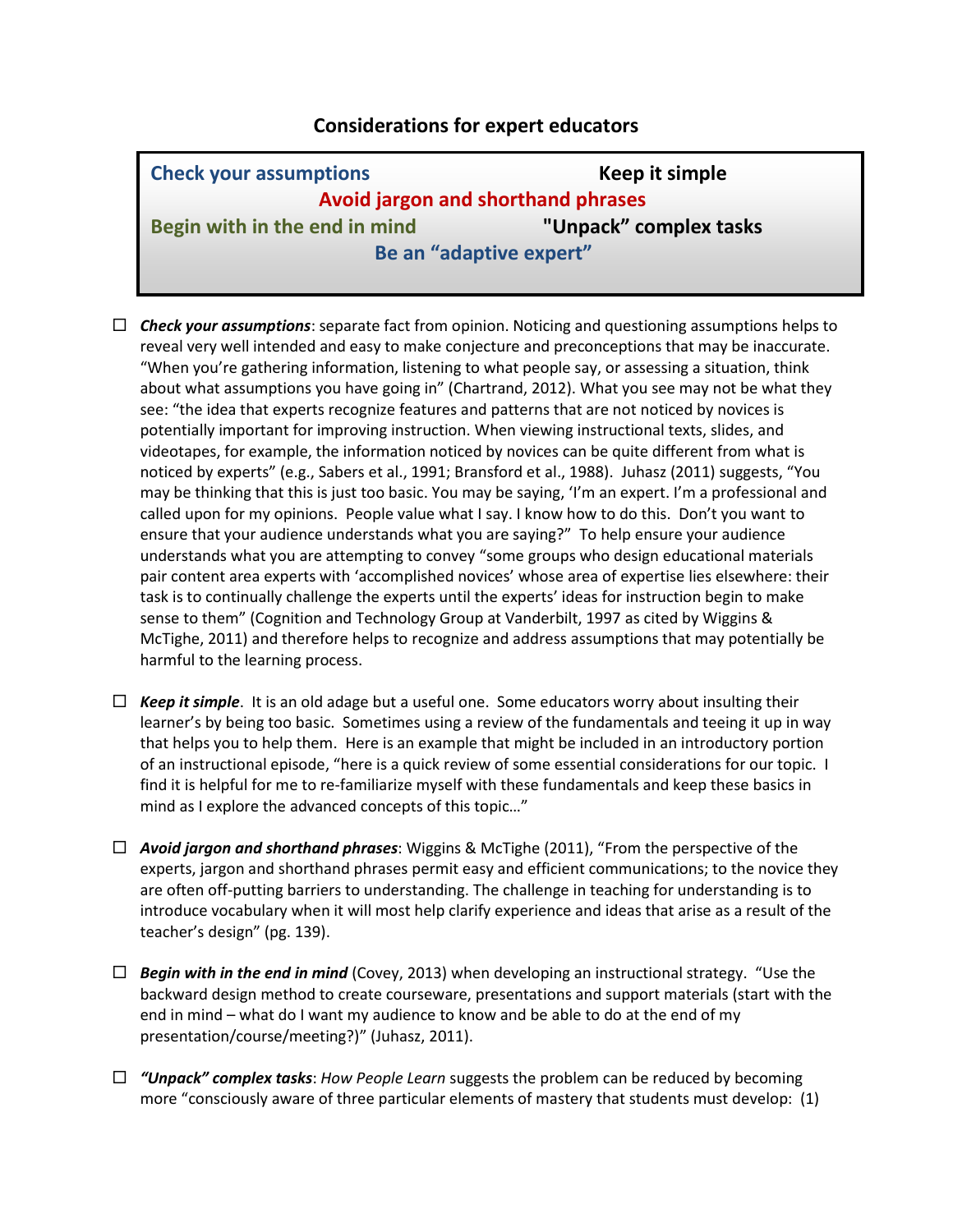## Considerations for expert educators

| | |
|---|---|
| **Check your assumptions** | **Keep it simple** |
| **Avoid jargon and shorthand phrases** | |
| **Begin with in the end in mind** | **"Unpack" complex tasks** |
| **Be an "adaptive expert"** | |

- ☐ ***Check your assumptions***: separate fact from opinion. Noticing and questioning assumptions helps to reveal very well intended and easy to make conjecture and preconceptions that may be inaccurate. "When you're gathering information, listening to what people say, or assessing a situation, think about what assumptions you have going in" (Chartrand, 2012). What you see may not be what they see: "the idea that experts recognize features and patterns that are not noticed by novices is potentially important for improving instruction. When viewing instructional texts, slides, and videotapes, for example, the information noticed by novices can be quite different from what is noticed by experts" (e.g., Sabers et al., 1991; Bransford et al., 1988). Juhasz (2011) suggests, "You may be thinking that this is just too basic. You may be saying, 'I'm an expert. I'm a professional and called upon for my opinions. People value what I say. I know how to do this. Don't you want to ensure that your audience understands what you are saying?" To help ensure your audience understands what you are attempting to convey "some groups who design educational materials pair content area experts with 'accomplished novices' whose area of expertise lies elsewhere: their task is to continually challenge the experts until the experts' ideas for instruction begin to make sense to them" (Cognition and Technology Group at Vanderbilt, 1997 as cited by Wiggins & McTighe, 2011) and therefore helps to recognize and address assumptions that may potentially be harmful to the learning process.

- ☐ ***Keep it simple***. It is an old adage but a useful one. Some educators worry about insulting their learner's by being too basic. Sometimes using a review of the fundamentals and teeing it up in way that helps you to help them. Here is an example that might be included in an introductory portion of an instructional episode, "here is a quick review of some essential considerations for our topic. I find it is helpful for me to re-familiarize myself with these fundamentals and keep these basics in mind as I explore the advanced concepts of this topic…"

- ☐ ***Avoid jargon and shorthand phrases***: Wiggins & McTighe (2011), "From the perspective of the experts, jargon and shorthand phrases permit easy and efficient communications; to the novice they are often off-putting barriers to understanding. The challenge in teaching for understanding is to introduce vocabulary when it will most help clarify experience and ideas that arise as a result of the teacher's design" (pg. 139).

- ☐ ***Begin with in the end in mind*** (Covey, 2013) when developing an instructional strategy. "Use the backward design method to create courseware, presentations and support materials (start with the end in mind – what do I want my audience to know and be able to do at the end of my presentation/course/meeting?)" (Juhasz, 2011).

- ☐ ***"Unpack" complex tasks***: *How People Learn* suggests the problem can be reduced by becoming more "consciously aware of three particular elements of mastery that students must develop: (1)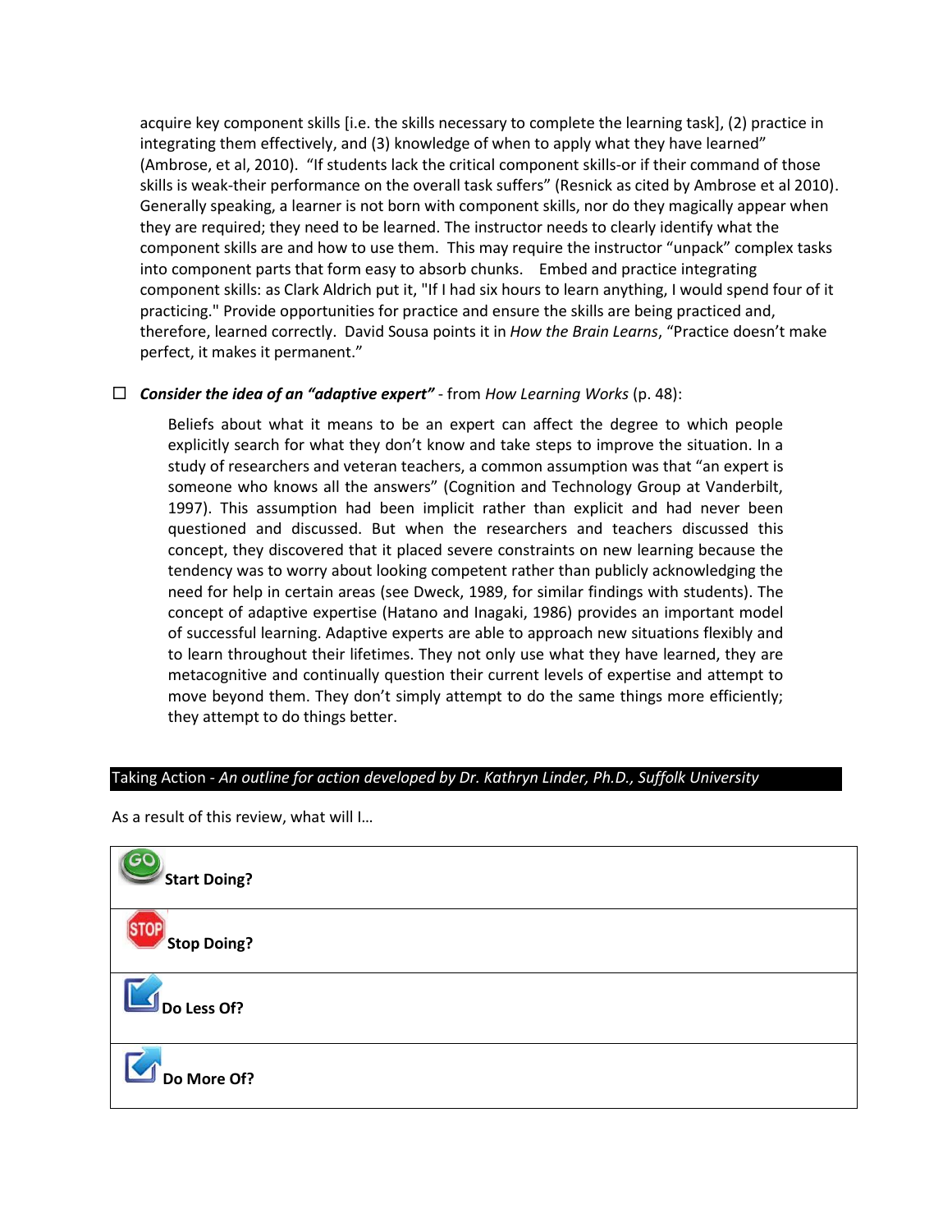acquire key component skills [i.e. the skills necessary to complete the learning task], (2) practice in integrating them effectively, and (3) knowledge of when to apply what they have learned" (Ambrose, et al, 2010). "If students lack the critical component skills-or if their command of those skills is weak-their performance on the overall task suffers" (Resnick as cited by Ambrose et al 2010). Generally speaking, a learner is not born with component skills, nor do they magically appear when they are required; they need to be learned. The instructor needs to clearly identify what the component skills are and how to use them. This may require the instructor "unpack" complex tasks into component parts that form easy to absorb chunks. Embed and practice integrating component skills: as Clark Aldrich put it, "If I had six hours to learn anything, I would spend four of it practicing." Provide opportunities for practice and ensure the skills are being practiced and, therefore, learned correctly. David Sousa points it in *How the Brain Learns*, "Practice doesn't make perfect, it makes it permanent."

- ☐ ***Consider the idea of an "adaptive expert"*** - from *How Learning Works* (p. 48):

> Beliefs about what it means to be an expert can affect the degree to which people explicitly search for what they don't know and take steps to improve the situation. In a study of researchers and veteran teachers, a common assumption was that "an expert is someone who knows all the answers" (Cognition and Technology Group at Vanderbilt, 1997). This assumption had been implicit rather than explicit and had never been questioned and discussed. But when the researchers and teachers discussed this concept, they discovered that it placed severe constraints on new learning because the tendency was to worry about looking competent rather than publicly acknowledging the need for help in certain areas (see Dweck, 1989, for similar findings with students). The concept of adaptive expertise (Hatano and Inagaki, 1986) provides an important model of successful learning. Adaptive experts are able to approach new situations flexibly and to learn throughout their lifetimes. They not only use what they have learned, they are metacognitive and continually question their current levels of expertise and attempt to move beyond them. They don't simply attempt to do the same things more efficiently; they attempt to do things better.

## Taking Action - *An outline for action developed by Dr. Kathryn Linder, Ph.D., Suffolk University*

As a result of this review, what will I…

| |
|---|
| **Start Doing?** |
| **Stop Doing?** |
| **Do Less Of?** |
| **Do More Of?** |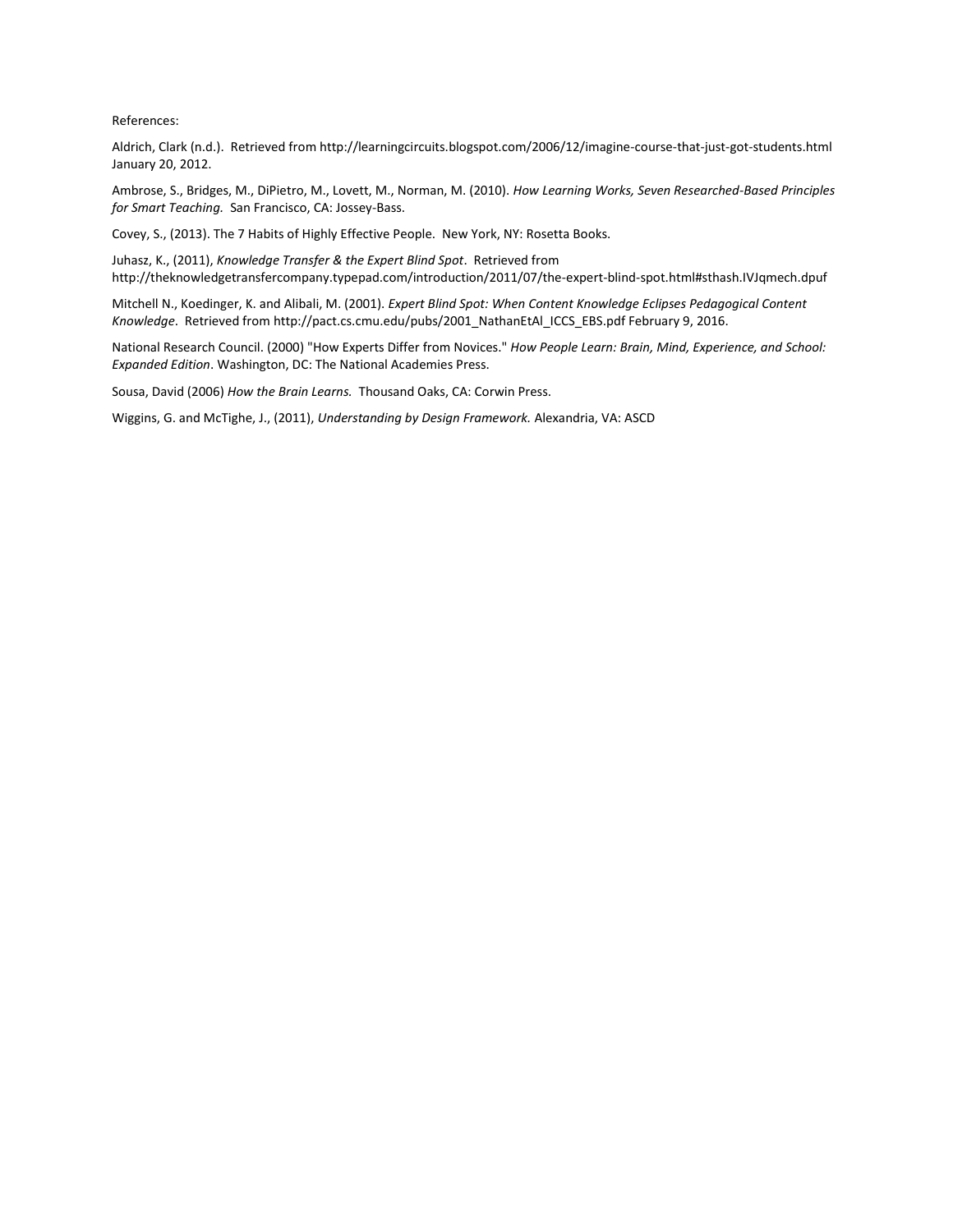References:

Aldrich, Clark (n.d.). Retrieved from http://learningcircuits.blogspot.com/2006/12/imagine-course-that-just-got-students.html January 20, 2012.

Ambrose, S., Bridges, M., DiPietro, M., Lovett, M., Norman, M. (2010). *How Learning Works, Seven Researched-Based Principles for Smart Teaching.* San Francisco, CA: Jossey-Bass.

Covey, S., (2013). The 7 Habits of Highly Effective People. New York, NY: Rosetta Books.

Juhasz, K., (2011), *Knowledge Transfer & the Expert Blind Spot*. Retrieved from http://theknowledgetransfercompany.typepad.com/introduction/2011/07/the-expert-blind-spot.html#sthash.IVJqmech.dpuf

Mitchell N., Koedinger, K. and Alibali, M. (2001). *Expert Blind Spot: When Content Knowledge Eclipses Pedagogical Content Knowledge*. Retrieved from http://pact.cs.cmu.edu/pubs/2001_NathanEtAl_ICCS_EBS.pdf February 9, 2016.

National Research Council. (2000) "How Experts Differ from Novices." *How People Learn: Brain, Mind, Experience, and School: Expanded Edition*. Washington, DC: The National Academies Press.

Sousa, David (2006) *How the Brain Learns.* Thousand Oaks, CA: Corwin Press.

Wiggins, G. and McTighe, J., (2011), *Understanding by Design Framework.* Alexandria, VA: ASCD